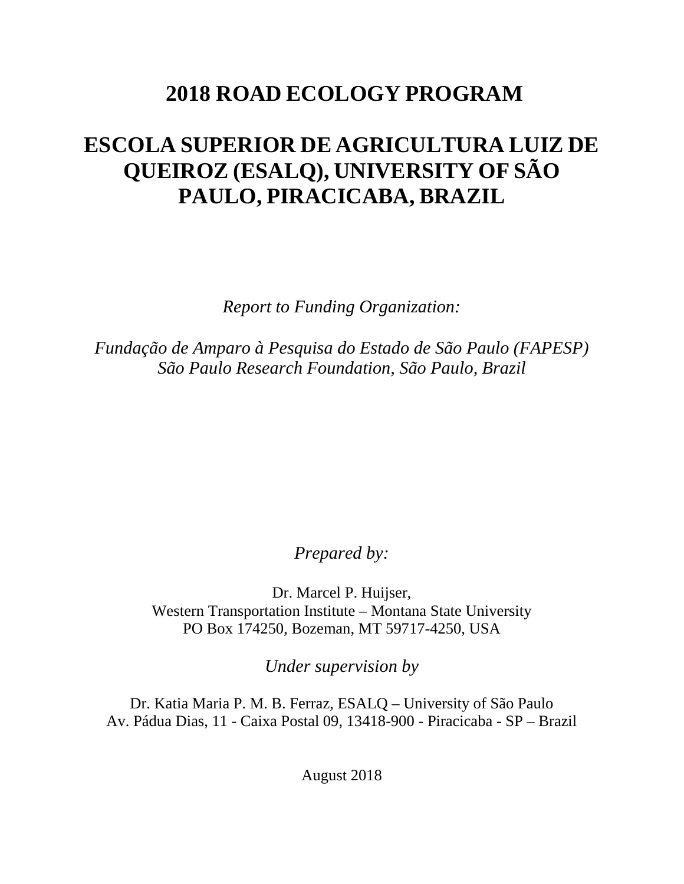# 2018 ROAD ECOLOGY PROGRAM

# ESCOLA SUPERIOR DE AGRICULTURA LUIZ DE QUEIROZ (ESALQ), UNIVERSITY OF SÃO PAULO, PIRACICABA, BRAZIL

*Report to Funding Organization:*

*Fundação de Amparo à Pesquisa do Estado de São Paulo (FAPESP)*
*São Paulo Research Foundation, São Paulo, Brazil*

*Prepared by:*

Dr. Marcel P. Huijser,
Western Transportation Institute – Montana State University
PO Box 174250, Bozeman, MT 59717-4250, USA

*Under supervision by*

Dr. Katia Maria P. M. B. Ferraz, ESALQ – University of São Paulo
Av. Pádua Dias, 11 - Caixa Postal 09, 13418-900 - Piracicaba - SP – Brazil

August 2018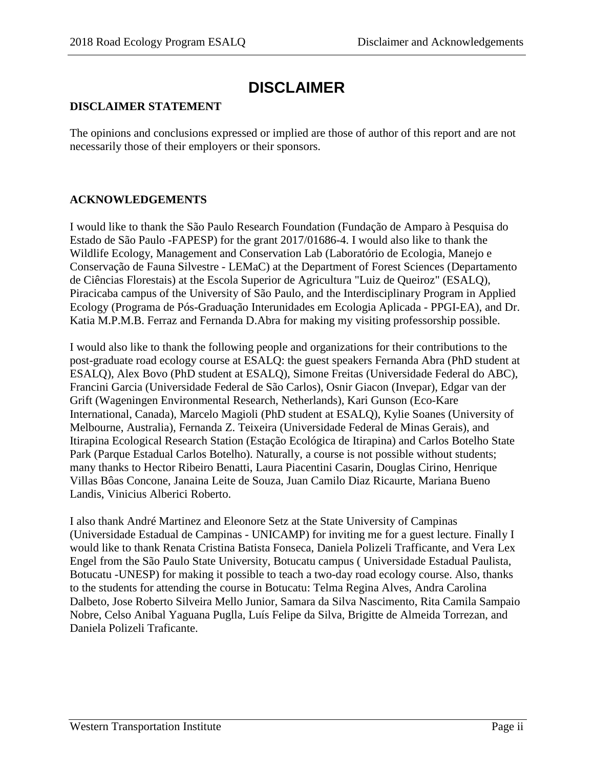# DISCLAIMER

**DISCLAIMER STATEMENT**

The opinions and conclusions expressed or implied are those of author of this report and are not necessarily those of their employers or their sponsors.

**ACKNOWLEDGEMENTS**

I would like to thank the São Paulo Research Foundation (Fundação de Amparo à Pesquisa do Estado de São Paulo -FAPESP) for the grant 2017/01686-4. I would also like to thank the Wildlife Ecology, Management and Conservation Lab (Laboratório de Ecologia, Manejo e Conservação de Fauna Silvestre - LEMaC) at the Department of Forest Sciences (Departamento de Ciências Florestais) at the Escola Superior de Agricultura "Luiz de Queiroz" (ESALQ), Piracicaba campus of the University of São Paulo, and the Interdisciplinary Program in Applied Ecology (Programa de Pós-Graduação Interunidades em Ecologia Aplicada - PPGI-EA), and Dr. Katia M.P.M.B. Ferraz and Fernanda D.Abra for making my visiting professorship possible.

I would also like to thank the following people and organizations for their contributions to the post-graduate road ecology course at ESALQ: the guest speakers Fernanda Abra (PhD student at ESALQ), Alex Bovo (PhD student at ESALQ), Simone Freitas (Universidade Federal do ABC), Francini Garcia (Universidade Federal de São Carlos), Osnir Giacon (Invepar), Edgar van der Grift (Wageningen Environmental Research, Netherlands), Kari Gunson (Eco-Kare International, Canada), Marcelo Magioli (PhD student at ESALQ), Kylie Soanes (University of Melbourne, Australia), Fernanda Z. Teixeira (Universidade Federal de Minas Gerais), and Itirapina Ecological Research Station (Estação Ecológica de Itirapina) and Carlos Botelho State Park (Parque Estadual Carlos Botelho). Naturally, a course is not possible without students; many thanks to Hector Ribeiro Benatti, Laura Piacentini Casarin, Douglas Cirino, Henrique Villas Bôas Concone, Janaina Leite de Souza, Juan Camilo Diaz Ricaurte, Mariana Bueno Landis, Vinicius Alberici Roberto.

I also thank André Martinez and Eleonore Setz at the State University of Campinas (Universidade Estadual de Campinas - UNICAMP) for inviting me for a guest lecture. Finally I would like to thank Renata Cristina Batista Fonseca, Daniela Polizeli Trafficante, and Vera Lex Engel from the São Paulo State University, Botucatu campus ( Universidade Estadual Paulista, Botucatu -UNESP) for making it possible to teach a two-day road ecology course. Also, thanks to the students for attending the course in Botucatu: Telma Regina Alves, Andra Carolina Dalbeto, Jose Roberto Silveira Mello Junior, Samara da Silva Nascimento, Rita Camila Sampaio Nobre, Celso Anibal Yaguana Puglla, Luís Felipe da Silva, Brigitte de Almeida Torrezan, and Daniela Polizeli Traficante.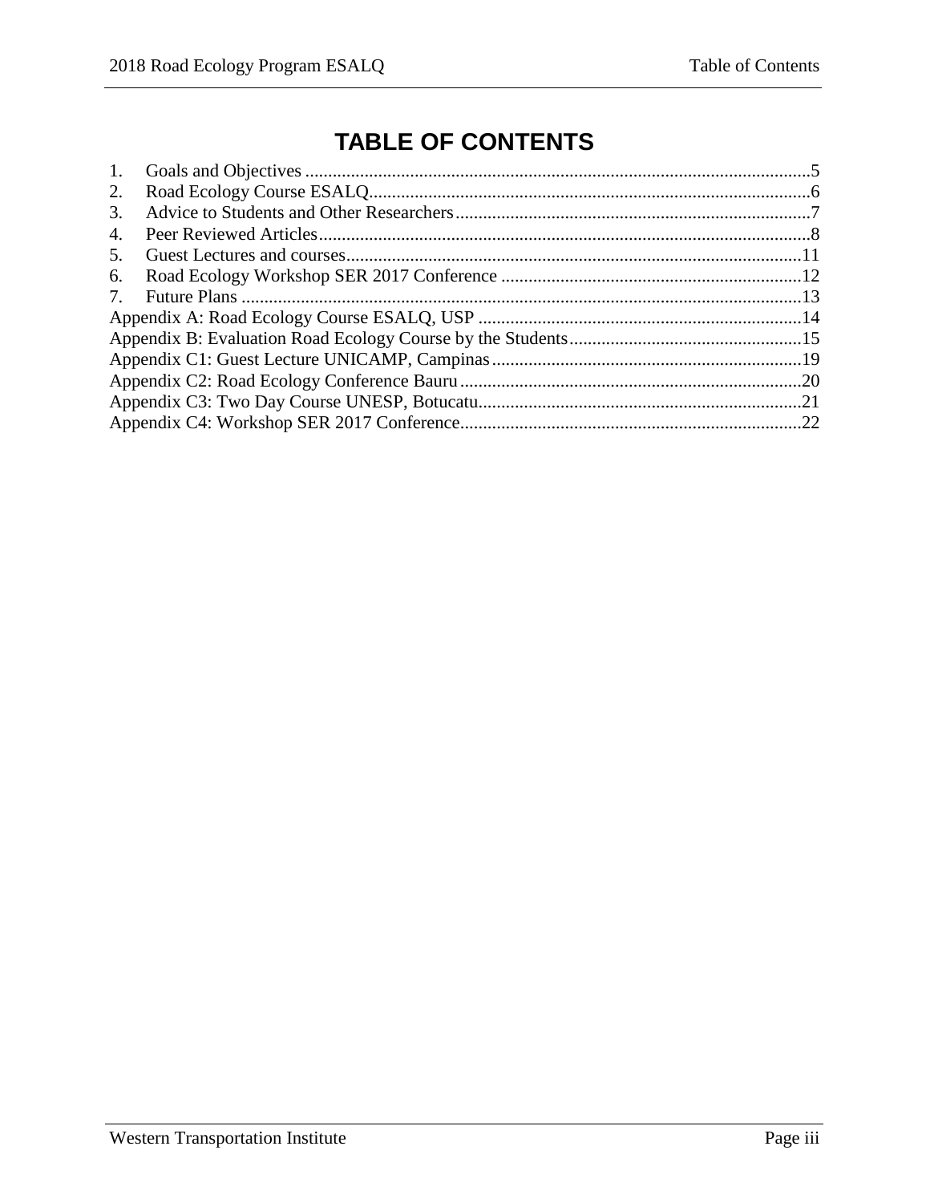# TABLE OF CONTENTS

1. Goals and Objectives ......................................................................................................5
2. Road Ecology Course ESALQ..........................................................................................6
3. Advice to Students and Other Researchers.....................................................................7
4. Peer Reviewed Articles...................................................................................................8
5. Guest Lectures and courses...........................................................................................11
6. Road Ecology Workshop SER 2017 Conference ..........................................................12
7. Future Plans ..................................................................................................................13

Appendix A: Road Ecology Course ESALQ, USP ...............................................................14
Appendix B: Evaluation Road Ecology Course by the Students..........................................15
Appendix C1: Guest Lecture UNICAMP, Campinas...........................................................19
Appendix C2: Road Ecology Conference Bauru..................................................................20
Appendix C3: Two Day Course UNESP, Botucatu..............................................................21
Appendix C4: Workshop SER 2017 Conference..................................................................22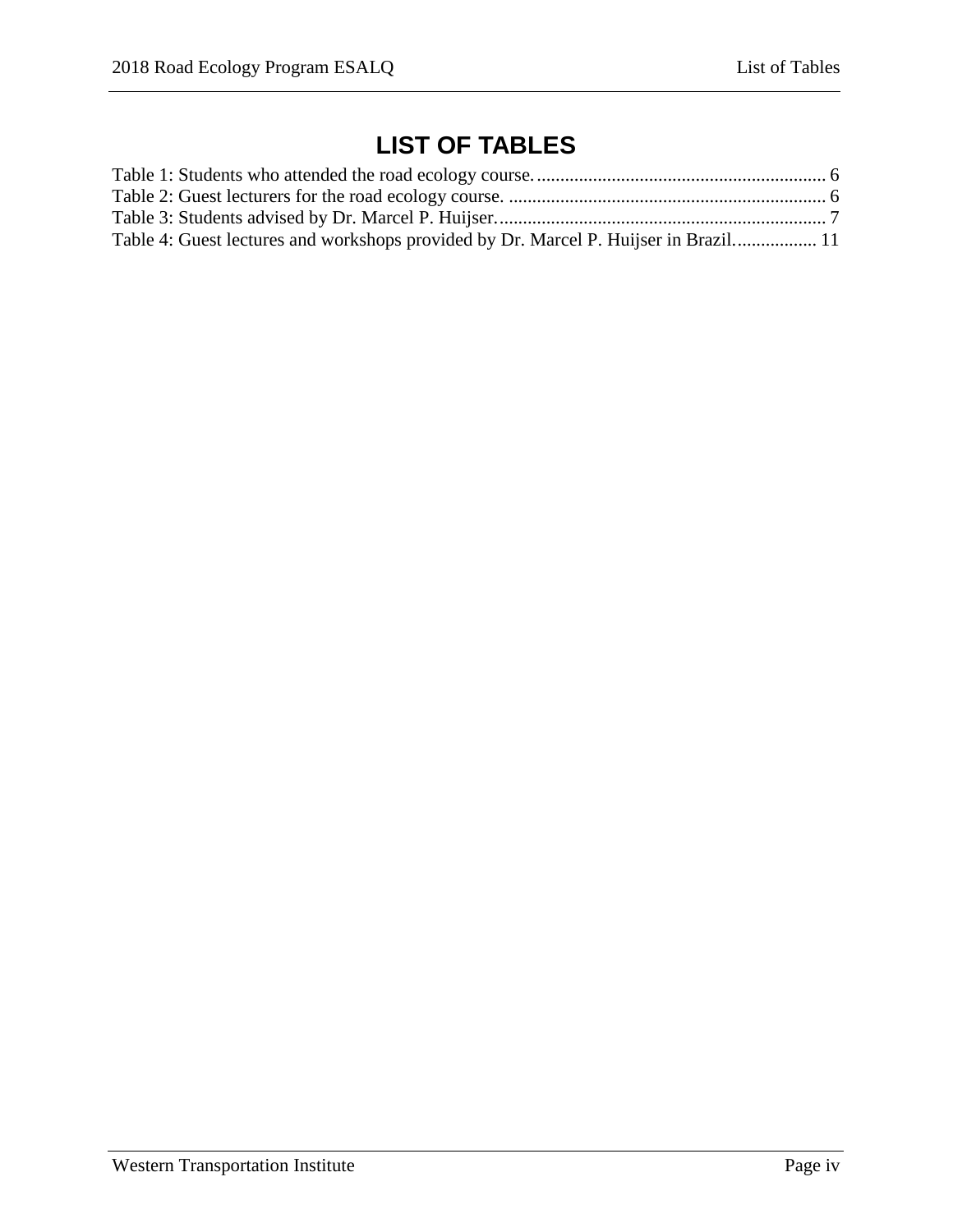# LIST OF TABLES

Table 1: Students who attended the road ecology course. .............................................................. 6
Table 2: Guest lecturers for the road ecology course. .................................................................... 6
Table 3: Students advised by Dr. Marcel P. Huijser. ...................................................................... 7
Table 4: Guest lectures and workshops provided by Dr. Marcel P. Huijser in Brazil. ................. 11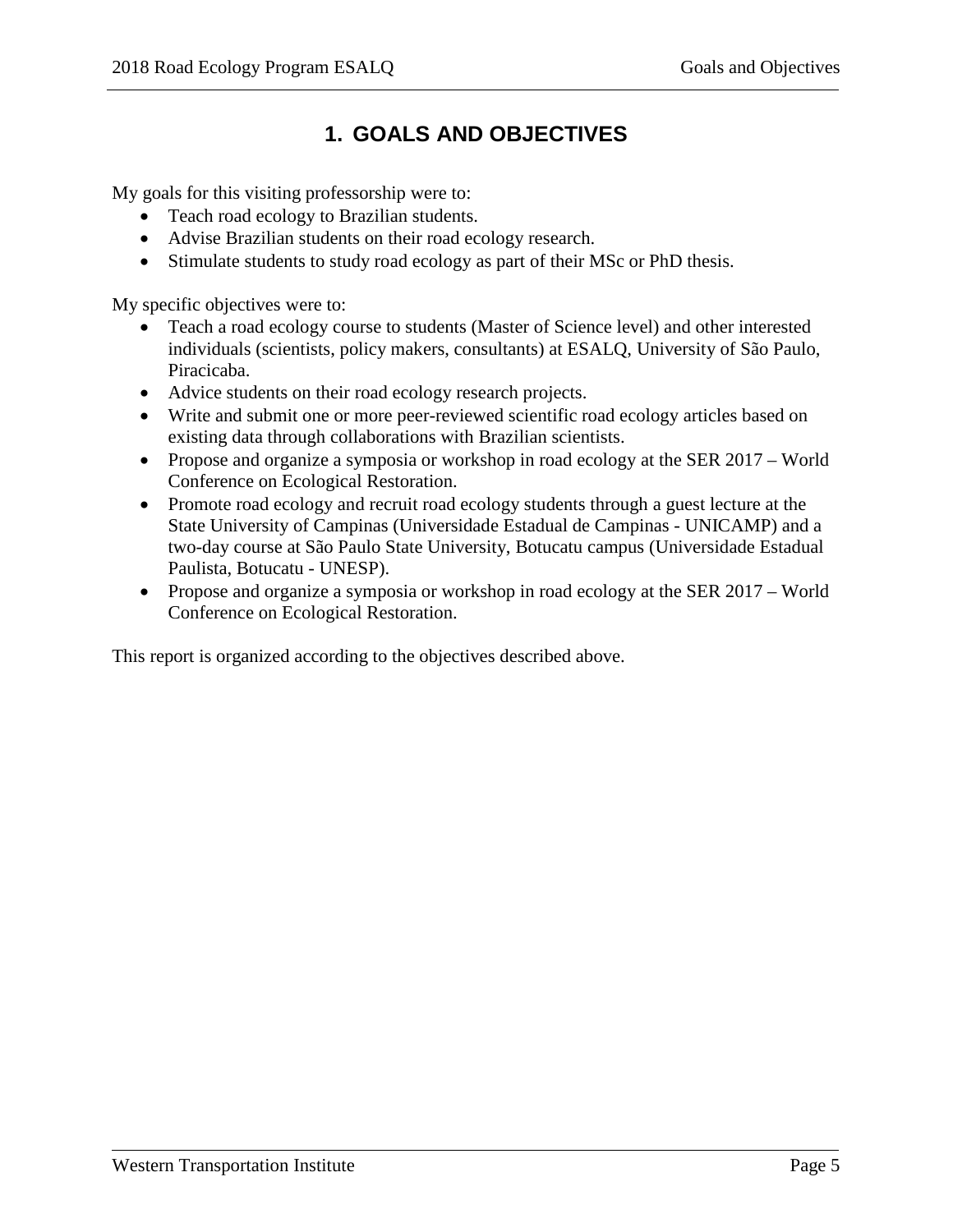# 1. GOALS AND OBJECTIVES

My goals for this visiting professorship were to:

- Teach road ecology to Brazilian students.
- Advise Brazilian students on their road ecology research.
- Stimulate students to study road ecology as part of their MSc or PhD thesis.

My specific objectives were to:

- Teach a road ecology course to students (Master of Science level) and other interested individuals (scientists, policy makers, consultants) at ESALQ, University of São Paulo, Piracicaba.
- Advice students on their road ecology research projects.
- Write and submit one or more peer-reviewed scientific road ecology articles based on existing data through collaborations with Brazilian scientists.
- Propose and organize a symposia or workshop in road ecology at the SER 2017 – World Conference on Ecological Restoration.
- Promote road ecology and recruit road ecology students through a guest lecture at the State University of Campinas (Universidade Estadual de Campinas - UNICAMP) and a two-day course at São Paulo State University, Botucatu campus (Universidade Estadual Paulista, Botucatu - UNESP).
- Propose and organize a symposia or workshop in road ecology at the SER 2017 – World Conference on Ecological Restoration.

This report is organized according to the objectives described above.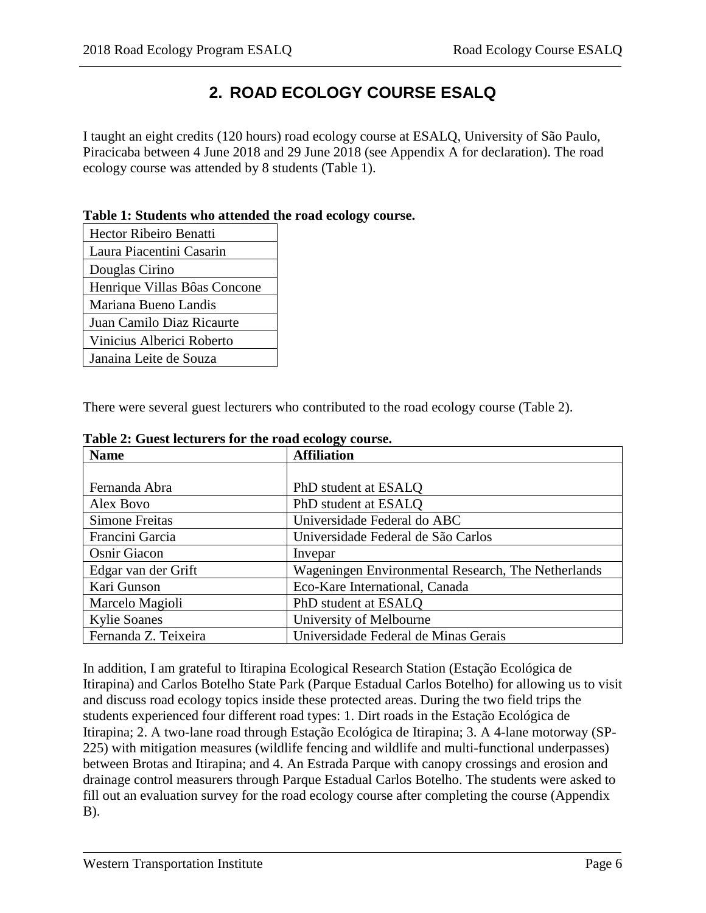## 2. ROAD ECOLOGY COURSE ESALQ

I taught an eight credits (120 hours) road ecology course at ESALQ, University of São Paulo, Piracicaba between 4 June 2018 and 29 June 2018 (see Appendix A for declaration). The road ecology course was attended by 8 students (Table 1).

**Table 1: Students who attended the road ecology course.**

| Student |
|---|
| Hector Ribeiro Benatti |
| Laura Piacentini Casarin |
| Douglas Cirino |
| Henrique Villas Bôas Concone |
| Mariana Bueno Landis |
| Juan Camilo Diaz Ricaurte |
| Vinicius Alberici Roberto |
| Janaina Leite de Souza |

There were several guest lecturers who contributed to the road ecology course (Table 2).

**Table 2: Guest lecturers for the road ecology course.**

| Name | Affiliation |
|---|---|
| Fernanda Abra | PhD student at ESALQ |
| Alex Bovo | PhD student at ESALQ |
| Simone Freitas | Universidade Federal do ABC |
| Francini Garcia | Universidade Federal de São Carlos |
| Osnir Giacon | Invepar |
| Edgar van der Grift | Wageningen Environmental Research, The Netherlands |
| Kari Gunson | Eco-Kare International, Canada |
| Marcelo Magioli | PhD student at ESALQ |
| Kylie Soanes | University of Melbourne |
| Fernanda Z. Teixeira | Universidade Federal de Minas Gerais |

In addition, I am grateful to Itirapina Ecological Research Station (Estação Ecológica de Itirapina) and Carlos Botelho State Park (Parque Estadual Carlos Botelho) for allowing us to visit and discuss road ecology topics inside these protected areas. During the two field trips the students experienced four different road types: 1. Dirt roads in the Estação Ecológica de Itirapina; 2. A two-lane road through Estação Ecológica de Itirapina; 3. A 4-lane motorway (SP-225) with mitigation measures (wildlife fencing and wildlife and multi-functional underpasses) between Brotas and Itirapina; and 4. An Estrada Parque with canopy crossings and erosion and drainage control measurers through Parque Estadual Carlos Botelho. The students were asked to fill out an evaluation survey for the road ecology course after completing the course (Appendix B).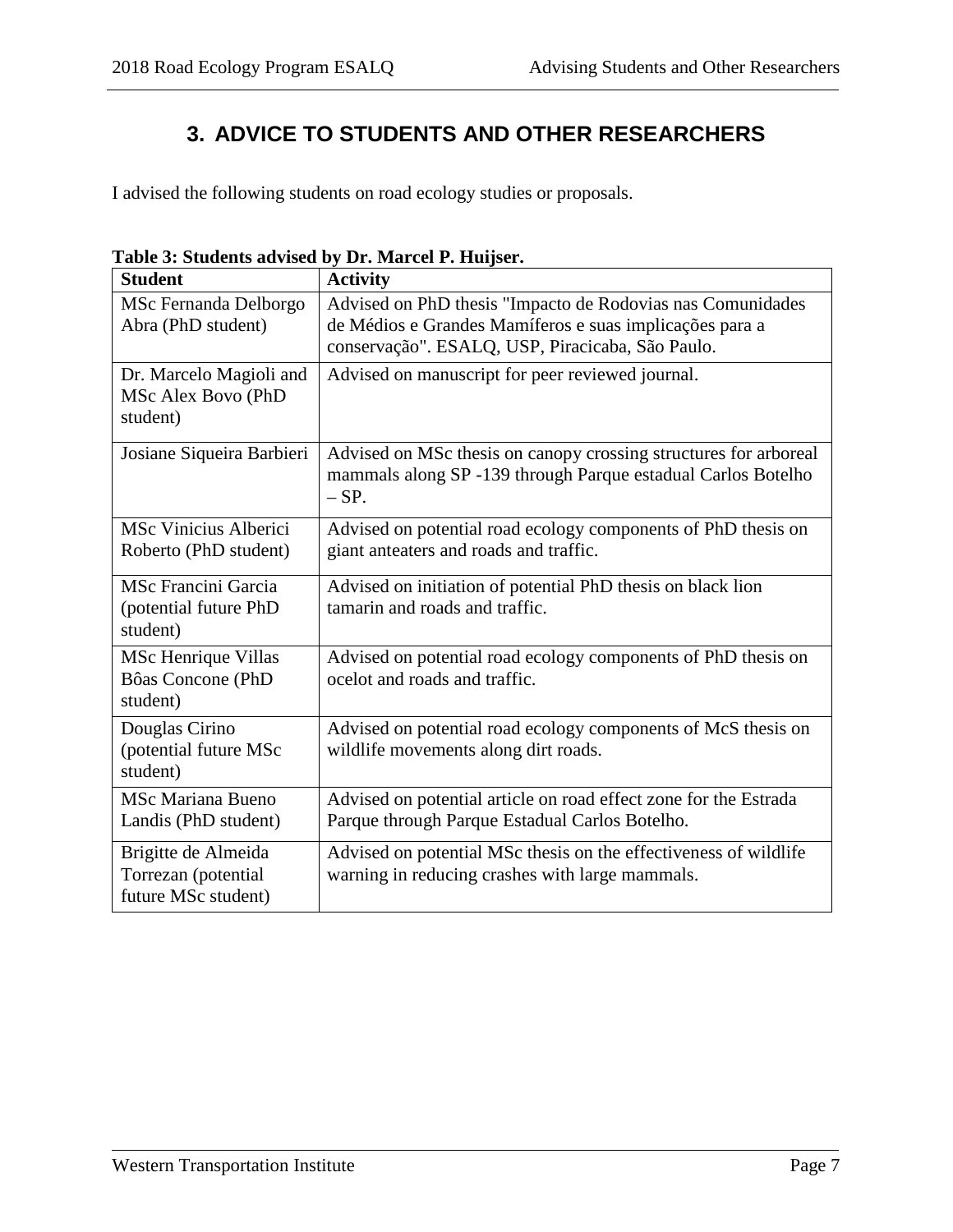# 3. ADVICE TO STUDENTS AND OTHER RESEARCHERS

I advised the following students on road ecology studies or proposals.

**Table 3: Students advised by Dr. Marcel P. Huijser.**

| Student | Activity |
|---|---|
| MSc Fernanda Delborgo Abra (PhD student) | Advised on PhD thesis "Impacto de Rodovias nas Comunidades de Médios e Grandes Mamíferos e suas implicações para a conservação". ESALQ, USP, Piracicaba, São Paulo. |
| Dr. Marcelo Magioli and MSc Alex Bovo (PhD student) | Advised on manuscript for peer reviewed journal. |
| Josiane Siqueira Barbieri | Advised on MSc thesis on canopy crossing structures for arboreal mammals along SP -139 through Parque estadual Carlos Botelho – SP. |
| MSc Vinicius Alberici Roberto (PhD student) | Advised on potential road ecology components of PhD thesis on giant anteaters and roads and traffic. |
| MSc Francini Garcia (potential future PhD student) | Advised on initiation of potential PhD thesis on black lion tamarin and roads and traffic. |
| MSc Henrique Villas Bôas Concone (PhD student) | Advised on potential road ecology components of PhD thesis on ocelot and roads and traffic. |
| Douglas Cirino (potential future MSc student) | Advised on potential road ecology components of McS thesis on wildlife movements along dirt roads. |
| MSc Mariana Bueno Landis (PhD student) | Advised on potential article on road effect zone for the Estrada Parque through Parque Estadual Carlos Botelho. |
| Brigitte de Almeida Torrezan (potential future MSc student) | Advised on potential MSc thesis on the effectiveness of wildlife warning in reducing crashes with large mammals. |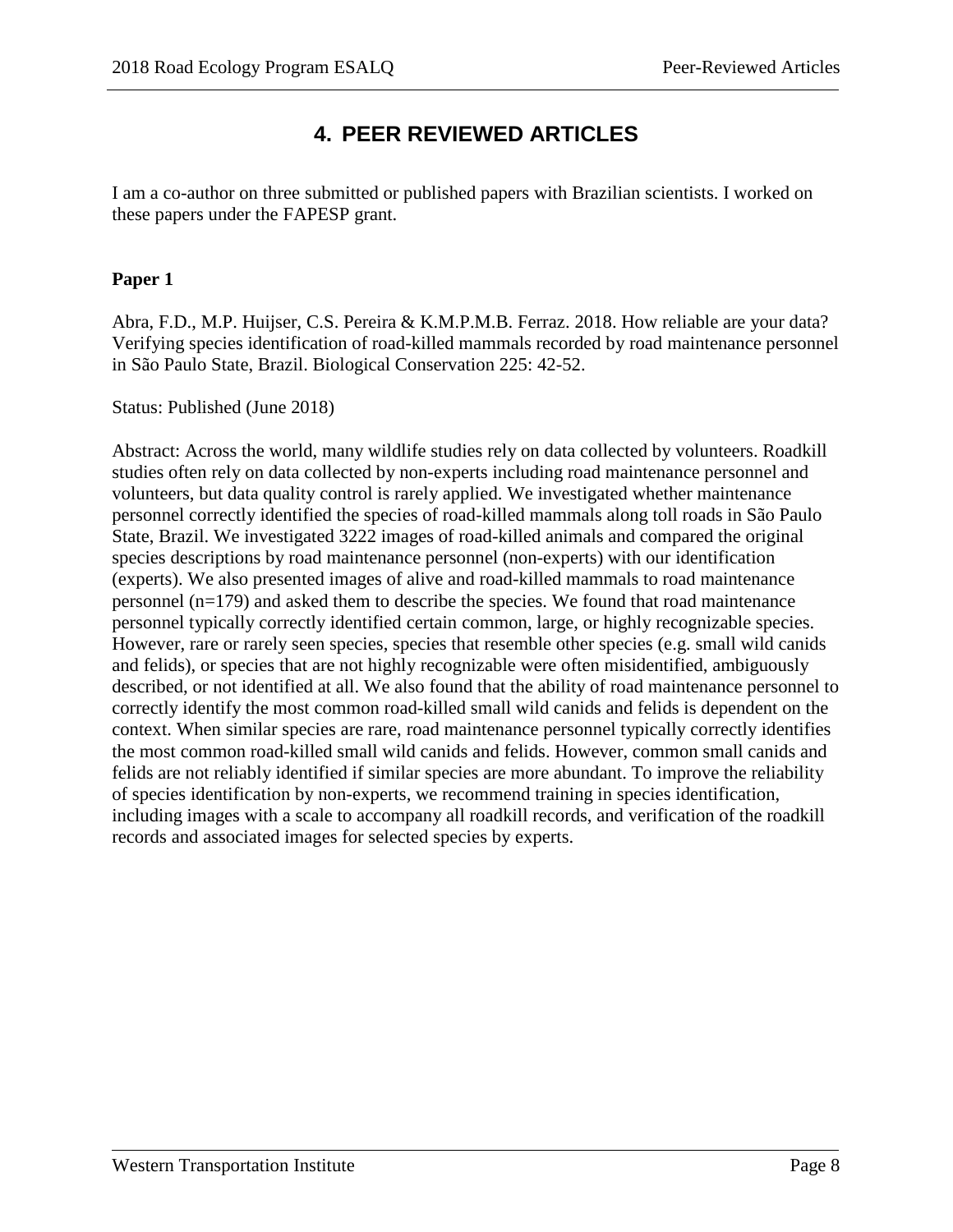# 4. PEER REVIEWED ARTICLES

I am a co-author on three submitted or published papers with Brazilian scientists. I worked on these papers under the FAPESP grant.

**Paper 1**

Abra, F.D., M.P. Huijser, C.S. Pereira & K.M.P.M.B. Ferraz. 2018. How reliable are your data? Verifying species identification of road-killed mammals recorded by road maintenance personnel in São Paulo State, Brazil. Biological Conservation 225: 42-52.

Status: Published (June 2018)

Abstract: Across the world, many wildlife studies rely on data collected by volunteers. Roadkill studies often rely on data collected by non-experts including road maintenance personnel and volunteers, but data quality control is rarely applied. We investigated whether maintenance personnel correctly identified the species of road-killed mammals along toll roads in São Paulo State, Brazil. We investigated 3222 images of road-killed animals and compared the original species descriptions by road maintenance personnel (non-experts) with our identification (experts). We also presented images of alive and road-killed mammals to road maintenance personnel (n=179) and asked them to describe the species. We found that road maintenance personnel typically correctly identified certain common, large, or highly recognizable species. However, rare or rarely seen species, species that resemble other species (e.g. small wild canids and felids), or species that are not highly recognizable were often misidentified, ambiguously described, or not identified at all. We also found that the ability of road maintenance personnel to correctly identify the most common road-killed small wild canids and felids is dependent on the context. When similar species are rare, road maintenance personnel typically correctly identifies the most common road-killed small wild canids and felids. However, common small canids and felids are not reliably identified if similar species are more abundant. To improve the reliability of species identification by non-experts, we recommend training in species identification, including images with a scale to accompany all roadkill records, and verification of the roadkill records and associated images for selected species by experts.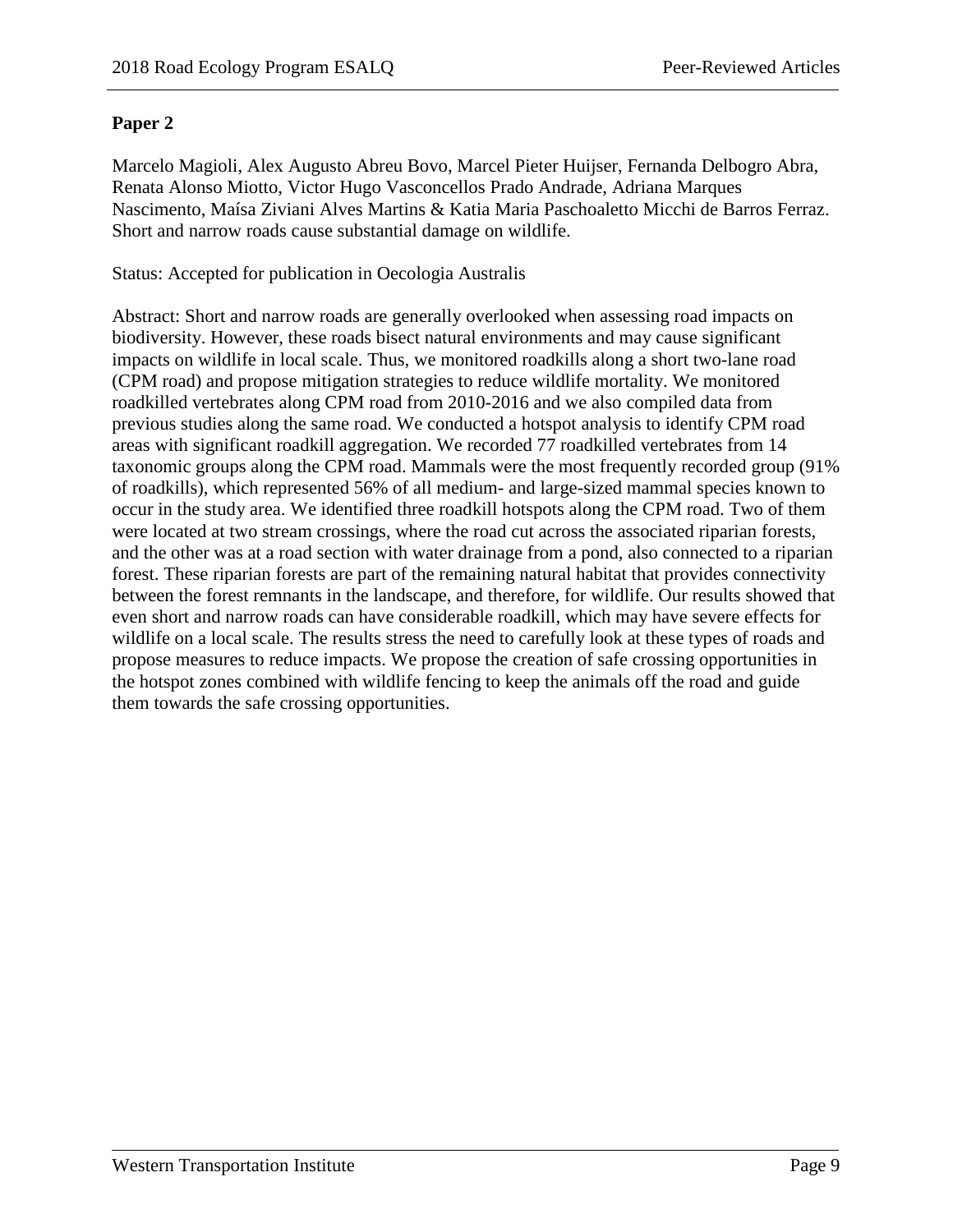**Paper 2**

Marcelo Magioli, Alex Augusto Abreu Bovo, Marcel Pieter Huijser, Fernanda Delbogro Abra, Renata Alonso Miotto, Victor Hugo Vasconcellos Prado Andrade, Adriana Marques Nascimento, Maísa Ziviani Alves Martins & Katia Maria Paschoaletto Micchi de Barros Ferraz. Short and narrow roads cause substantial damage on wildlife.

Status: Accepted for publication in Oecologia Australis

Abstract: Short and narrow roads are generally overlooked when assessing road impacts on biodiversity. However, these roads bisect natural environments and may cause significant impacts on wildlife in local scale. Thus, we monitored roadkills along a short two-lane road (CPM road) and propose mitigation strategies to reduce wildlife mortality. We monitored roadkilled vertebrates along CPM road from 2010-2016 and we also compiled data from previous studies along the same road. We conducted a hotspot analysis to identify CPM road areas with significant roadkill aggregation. We recorded 77 roadkilled vertebrates from 14 taxonomic groups along the CPM road. Mammals were the most frequently recorded group (91% of roadkills), which represented 56% of all medium- and large-sized mammal species known to occur in the study area. We identified three roadkill hotspots along the CPM road. Two of them were located at two stream crossings, where the road cut across the associated riparian forests, and the other was at a road section with water drainage from a pond, also connected to a riparian forest. These riparian forests are part of the remaining natural habitat that provides connectivity between the forest remnants in the landscape, and therefore, for wildlife. Our results showed that even short and narrow roads can have considerable roadkill, which may have severe effects for wildlife on a local scale. The results stress the need to carefully look at these types of roads and propose measures to reduce impacts. We propose the creation of safe crossing opportunities in the hotspot zones combined with wildlife fencing to keep the animals off the road and guide them towards the safe crossing opportunities.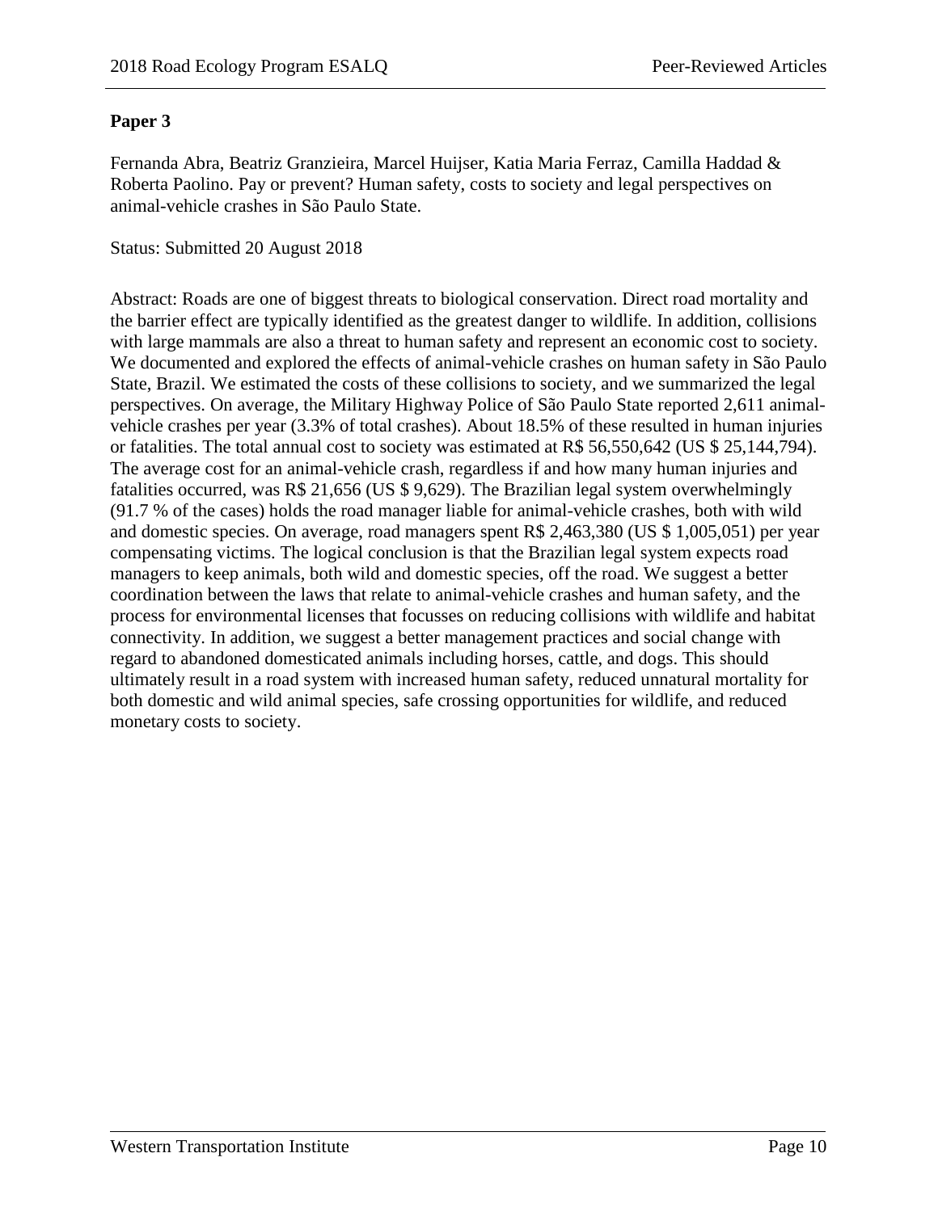**Paper 3**

Fernanda Abra, Beatriz Granzieira, Marcel Huijser, Katia Maria Ferraz, Camilla Haddad & Roberta Paolino. Pay or prevent? Human safety, costs to society and legal perspectives on animal-vehicle crashes in São Paulo State.

Status: Submitted 20 August 2018

Abstract: Roads are one of biggest threats to biological conservation. Direct road mortality and the barrier effect are typically identified as the greatest danger to wildlife. In addition, collisions with large mammals are also a threat to human safety and represent an economic cost to society. We documented and explored the effects of animal-vehicle crashes on human safety in São Paulo State, Brazil. We estimated the costs of these collisions to society, and we summarized the legal perspectives. On average, the Military Highway Police of São Paulo State reported 2,611 animal-vehicle crashes per year (3.3% of total crashes). About 18.5% of these resulted in human injuries or fatalities. The total annual cost to society was estimated at R$ 56,550,642 (US $ 25,144,794). The average cost for an animal-vehicle crash, regardless if and how many human injuries and fatalities occurred, was R$ 21,656 (US $ 9,629). The Brazilian legal system overwhelmingly (91.7 % of the cases) holds the road manager liable for animal-vehicle crashes, both with wild and domestic species. On average, road managers spent R$ 2,463,380 (US $ 1,005,051) per year compensating victims. The logical conclusion is that the Brazilian legal system expects road managers to keep animals, both wild and domestic species, off the road. We suggest a better coordination between the laws that relate to animal-vehicle crashes and human safety, and the process for environmental licenses that focusses on reducing collisions with wildlife and habitat connectivity. In addition, we suggest a better management practices and social change with regard to abandoned domesticated animals including horses, cattle, and dogs. This should ultimately result in a road system with increased human safety, reduced unnatural mortality for both domestic and wild animal species, safe crossing opportunities for wildlife, and reduced monetary costs to society.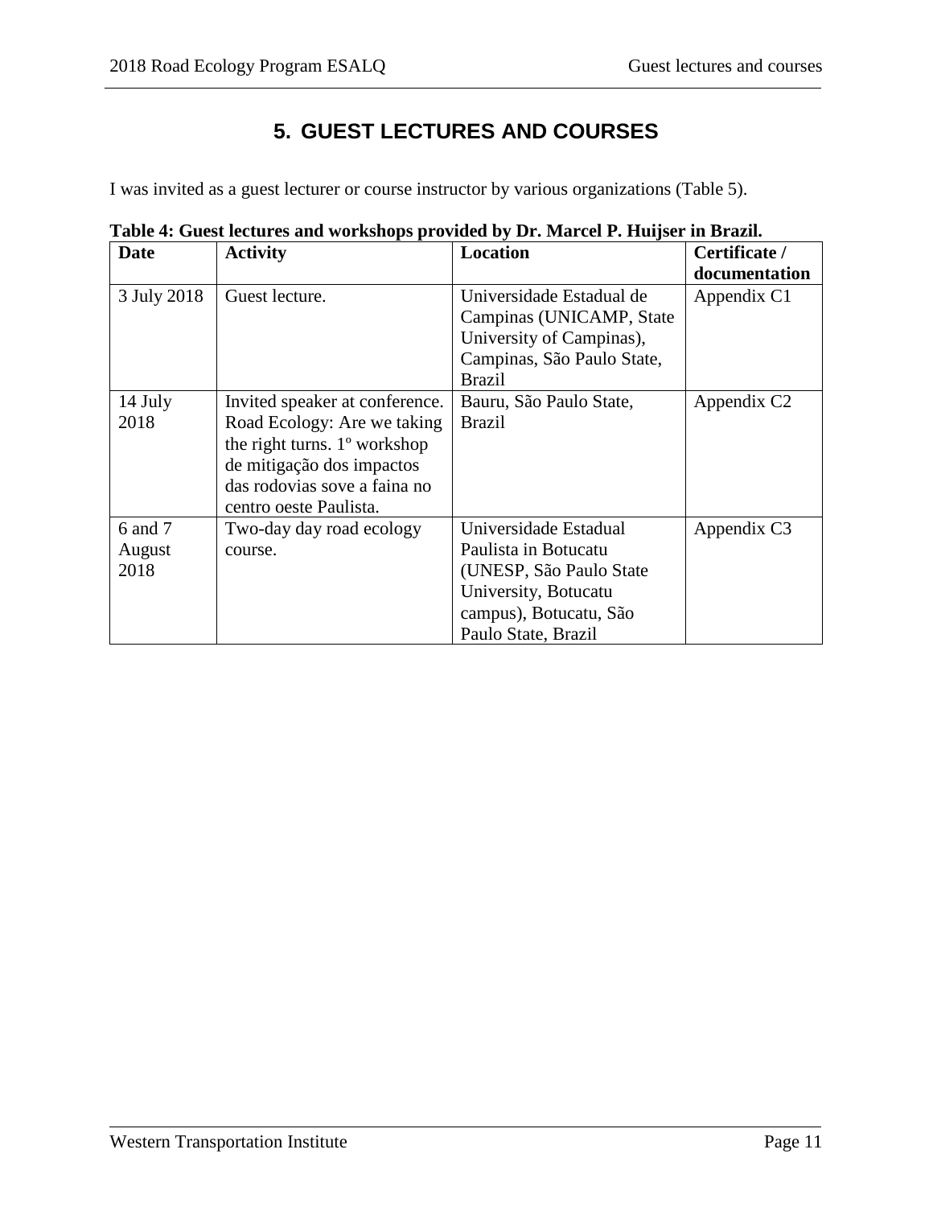# 5. GUEST LECTURES AND COURSES

I was invited as a guest lecturer or course instructor by various organizations (Table 5).

**Table 4: Guest lectures and workshops provided by Dr. Marcel P. Huijser in Brazil.**

| Date | Activity | Location | Certificate / documentation |
|---|---|---|---|
| 3 July 2018 | Guest lecture. | Universidade Estadual de Campinas (UNICAMP, State University of Campinas), Campinas, São Paulo State, Brazil | Appendix C1 |
| 14 July 2018 | Invited speaker at conference. Road Ecology: Are we taking the right turns. 1º workshop de mitigação dos impactos das rodovias sove a faina no centro oeste Paulista. | Bauru, São Paulo State, Brazil | Appendix C2 |
| 6 and 7 August 2018 | Two-day day road ecology course. | Universidade Estadual Paulista in Botucatu (UNESP, São Paulo State University, Botucatu campus), Botucatu, São Paulo State, Brazil | Appendix C3 |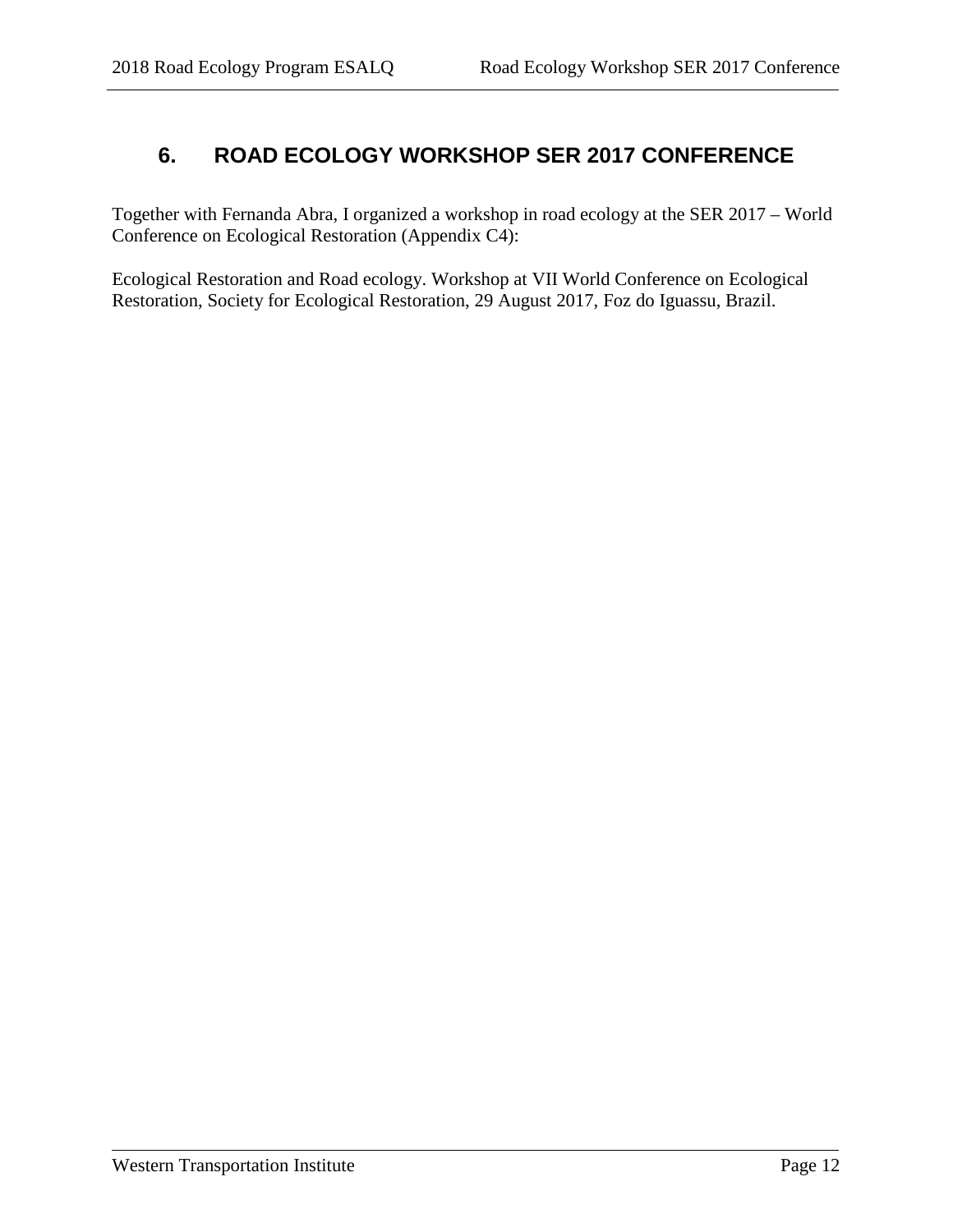# 6. ROAD ECOLOGY WORKSHOP SER 2017 CONFERENCE

Together with Fernanda Abra, I organized a workshop in road ecology at the SER 2017 – World Conference on Ecological Restoration (Appendix C4):

Ecological Restoration and Road ecology. Workshop at VII World Conference on Ecological Restoration, Society for Ecological Restoration, 29 August 2017, Foz do Iguassu, Brazil.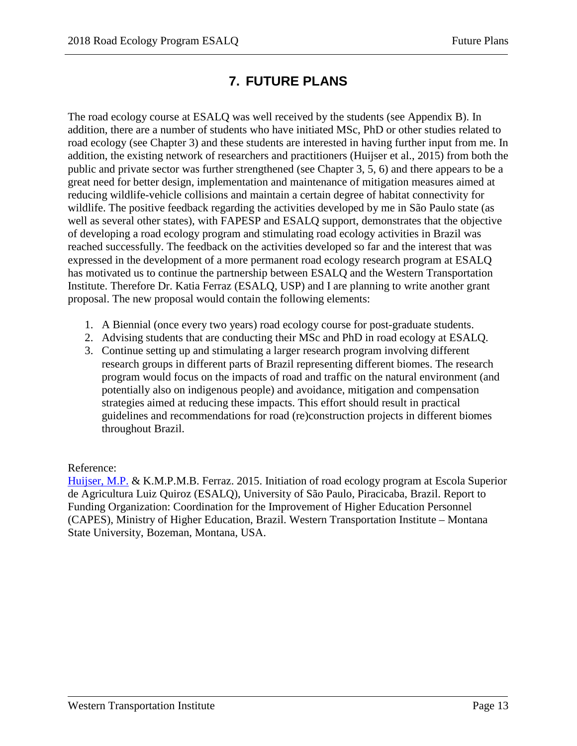# 7. FUTURE PLANS

The road ecology course at ESALQ was well received by the students (see Appendix B). In addition, there are a number of students who have initiated MSc, PhD or other studies related to road ecology (see Chapter 3) and these students are interested in having further input from me. In addition, the existing network of researchers and practitioners (Huijser et al., 2015) from both the public and private sector was further strengthened (see Chapter 3, 5, 6) and there appears to be a great need for better design, implementation and maintenance of mitigation measures aimed at reducing wildlife-vehicle collisions and maintain a certain degree of habitat connectivity for wildlife. The positive feedback regarding the activities developed by me in São Paulo state (as well as several other states), with FAPESP and ESALQ support, demonstrates that the objective of developing a road ecology program and stimulating road ecology activities in Brazil was reached successfully. The feedback on the activities developed so far and the interest that was expressed in the development of a more permanent road ecology research program at ESALQ has motivated us to continue the partnership between ESALQ and the Western Transportation Institute. Therefore Dr. Katia Ferraz (ESALQ, USP) and I are planning to write another grant proposal. The new proposal would contain the following elements:

1. A Biennial (once every two years) road ecology course for post-graduate students.
2. Advising students that are conducting their MSc and PhD in road ecology at ESALQ.
3. Continue setting up and stimulating a larger research program involving different research groups in different parts of Brazil representing different biomes. The research program would focus on the impacts of road and traffic on the natural environment (and potentially also on indigenous people) and avoidance, mitigation and compensation strategies aimed at reducing these impacts. This effort should result in practical guidelines and recommendations for road (re)construction projects in different biomes throughout Brazil.

Reference:

Huijser, M.P. & K.M.P.M.B. Ferraz. 2015. Initiation of road ecology program at Escola Superior de Agricultura Luiz Quiroz (ESALQ), University of São Paulo, Piracicaba, Brazil. Report to Funding Organization: Coordination for the Improvement of Higher Education Personnel (CAPES), Ministry of Higher Education, Brazil. Western Transportation Institute – Montana State University, Bozeman, Montana, USA.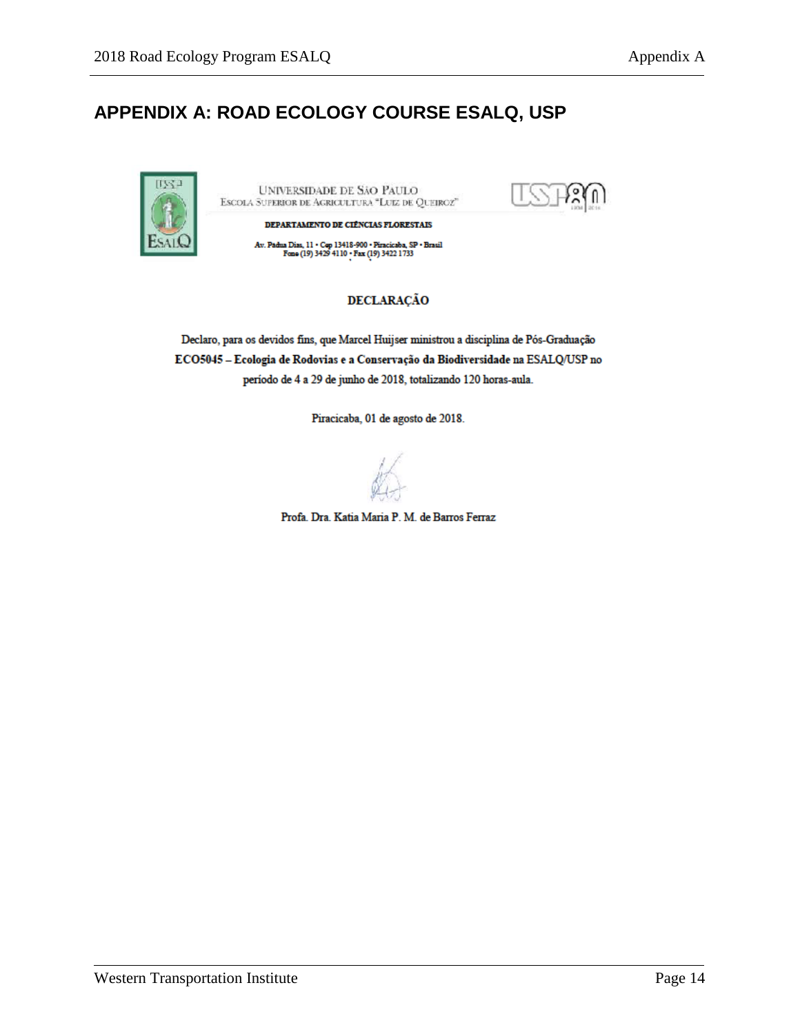# APPENDIX A: ROAD ECOLOGY COURSE ESALQ, USP

UNIVERSIDADE DE SÃO PAULO
ESCOLA SUPERIOR DE AGRICULTURA "LUIZ DE QUEIROZ"

**DEPARTAMENTO DE CIÊNCIAS FLORESTAIS**

Av. Pádua Dias, 11 • Cep 13418-900 • Piracicaba, SP • Brasil
Fone (19) 3429 4110 • Fax (19) 3422 1733

**DECLARAÇÃO**

Declaro, para os devidos fins, que Marcel Huijser ministrou a disciplina de Pós-Graduação **ECO5045 – Ecologia de Rodovias e a Conservação da Biodiversidade** na ESALQ/USP no período de 4 a 29 de junho de 2018, totalizando 120 horas-aula.

Piracicaba, 01 de agosto de 2018.

Profa. Dra. Katia Maria P. M. de Barros Ferraz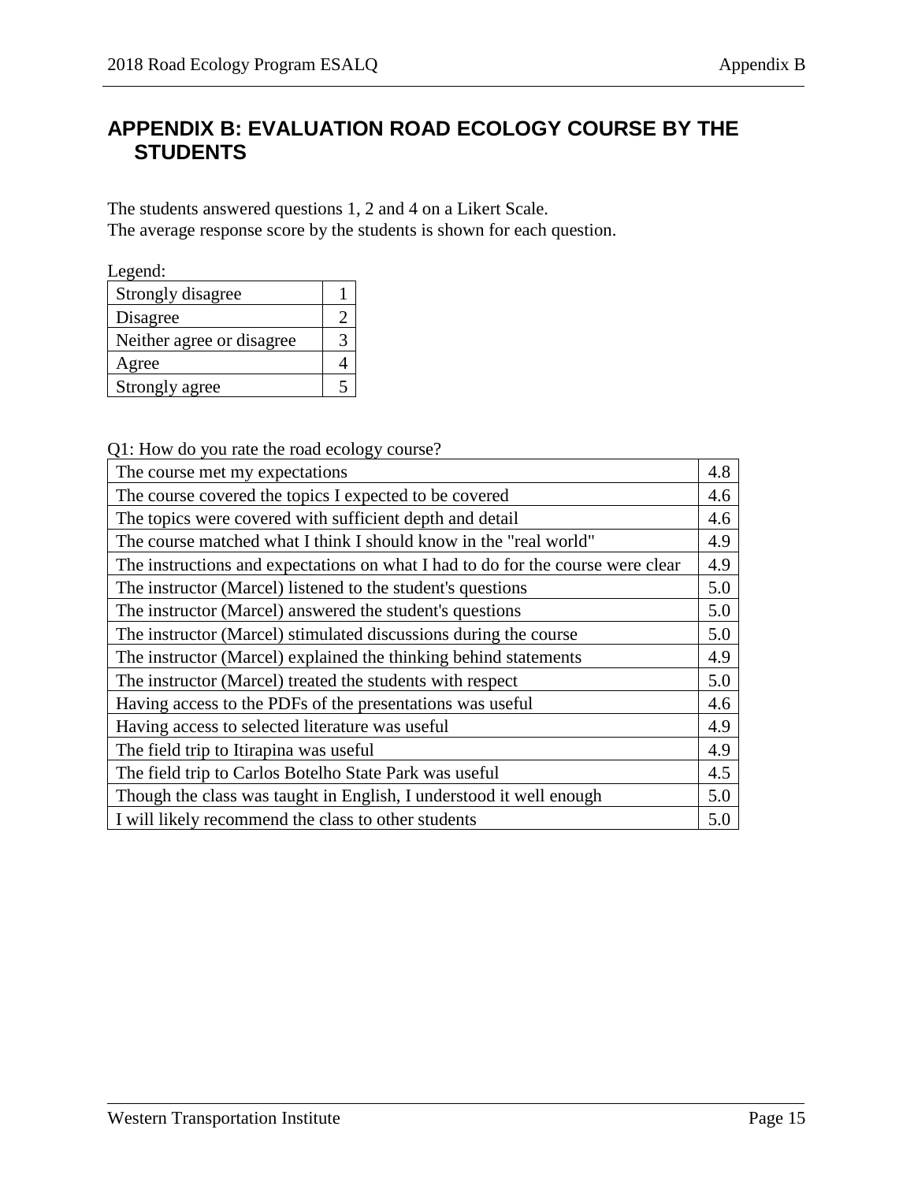# APPENDIX B: EVALUATION ROAD ECOLOGY COURSE BY THE STUDENTS

The students answered questions 1, 2 and 4 on a Likert Scale.
The average response score by the students is shown for each question.

Legend:

| | |
|---|---|
| Strongly disagree | 1 |
| Disagree | 2 |
| Neither agree or disagree | 3 |
| Agree | 4 |
| Strongly agree | 5 |

Q1: How do you rate the road ecology course?

| | |
|---|---|
| The course met my expectations | 4.8 |
| The course covered the topics I expected to be covered | 4.6 |
| The topics were covered with sufficient depth and detail | 4.6 |
| The course matched what I think I should know in the "real world" | 4.9 |
| The instructions and expectations on what I had to do for the course were clear | 4.9 |
| The instructor (Marcel) listened to the student's questions | 5.0 |
| The instructor (Marcel) answered the student's questions | 5.0 |
| The instructor (Marcel) stimulated discussions during the course | 5.0 |
| The instructor (Marcel) explained the thinking behind statements | 4.9 |
| The instructor (Marcel) treated the students with respect | 5.0 |
| Having access to the PDFs of the presentations was useful | 4.6 |
| Having access to selected literature was useful | 4.9 |
| The field trip to Itirapina was useful | 4.9 |
| The field trip to Carlos Botelho State Park was useful | 4.5 |
| Though the class was taught in English, I understood it well enough | 5.0 |
| I will likely recommend the class to other students | 5.0 |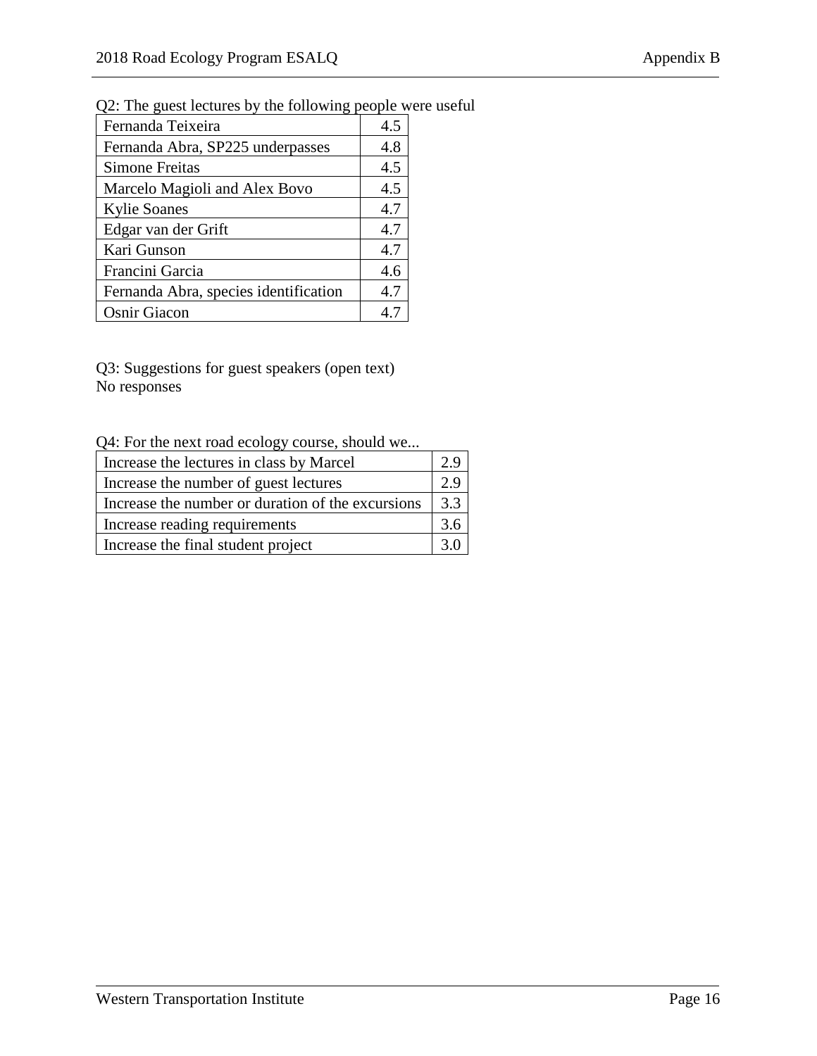Q2: The guest lectures by the following people were useful

| | |
|---|---|
| Fernanda Teixeira | 4.5 |
| Fernanda Abra, SP225 underpasses | 4.8 |
| Simone Freitas | 4.5 |
| Marcelo Magioli and Alex Bovo | 4.5 |
| Kylie Soanes | 4.7 |
| Edgar van der Grift | 4.7 |
| Kari Gunson | 4.7 |
| Francini Garcia | 4.6 |
| Fernanda Abra, species identification | 4.7 |
| Osnir Giacon | 4.7 |

Q3: Suggestions for guest speakers (open text)
No responses

Q4: For the next road ecology course, should we...

| | |
|---|---|
| Increase the lectures in class by Marcel | 2.9 |
| Increase the number of guest lectures | 2.9 |
| Increase the number or duration of the excursions | 3.3 |
| Increase reading requirements | 3.6 |
| Increase the final student project | 3.0 |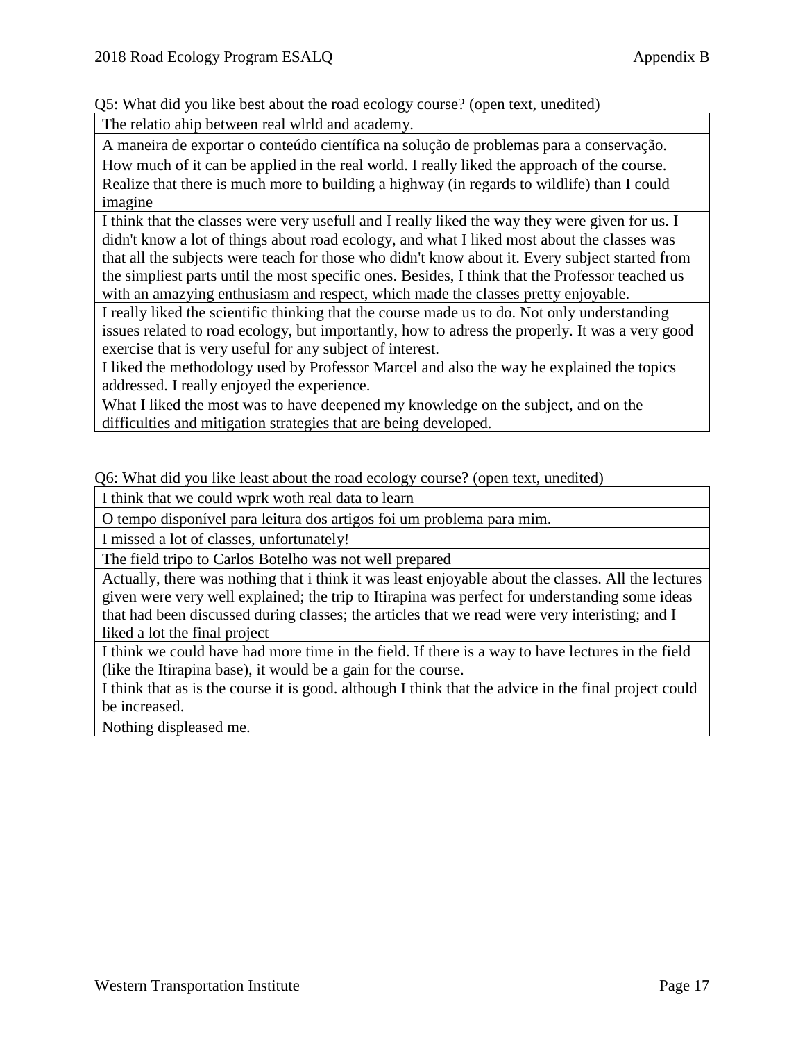Q5: What did you like best about the road ecology course? (open text, unedited)

| The relatio ahip between real wlrld and academy. |
|---|
| A maneira de exportar o conteúdo científica na solução de problemas para a conservação. |
| How much of it can be applied in the real world. I really liked the approach of the course. |
| Realize that there is much more to building a highway (in regards to wildlife) than I could imagine |
| I think that the classes were very usefull and I really liked the way they were given for us. I didn't know a lot of things about road ecology, and what I liked most about the classes was that all the subjects were teach for those who didn't know about it. Every subject started from the simpliest parts until the most specific ones. Besides, I think that the Professor teached us with an amazying enthusiasm and respect, which made the classes pretty enjoyable. |
| I really liked the scientific thinking that the course made us to do. Not only understanding issues related to road ecology, but importantly, how to adress the properly. It was a very good exercise that is very useful for any subject of interest. |
| I liked the methodology used by Professor Marcel and also the way he explained the topics addressed. I really enjoyed the experience. |
| What I liked the most was to have deepened my knowledge on the subject, and on the difficulties and mitigation strategies that are being developed. |

Q6: What did you like least about the road ecology course? (open text, unedited)

| I think that we could wprk woth real data to learn |
|---|
| O tempo disponível para leitura dos artigos foi um problema para mim. |
| I missed a lot of classes, unfortunately! |
| The field tripo to Carlos Botelho was not well prepared |
| Actually, there was nothing that i think it was least enjoyable about the classes. All the lectures given were very well explained; the trip to Itirapina was perfect for understanding some ideas that had been discussed during classes; the articles that we read were very interisting; and I liked a lot the final project |
| I think we could have had more time in the field. If there is a way to have lectures in the field (like the Itirapina base), it would be a gain for the course. |
| I think that as is the course it is good. although I think that the advice in the final project could be increased. |
| Nothing displeased me. |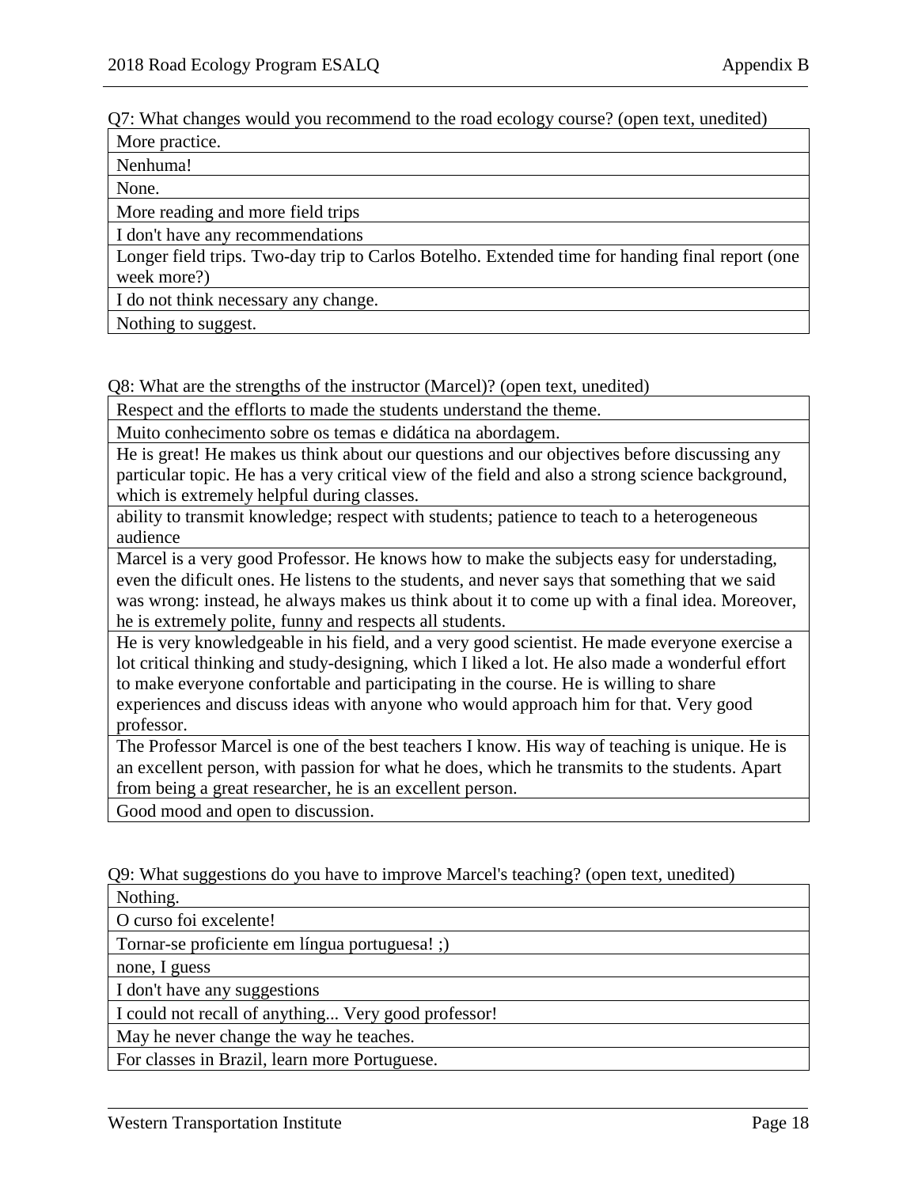Q7: What changes would you recommend to the road ecology course? (open text, unedited)

| |
|---|
| More practice. |
| Nenhuma! |
| None. |
| More reading and more field trips |
| I don't have any recommendations |
| Longer field trips. Two-day trip to Carlos Botelho. Extended time for handing final report (one week more?) |
| I do not think necessary any change. |
| Nothing to suggest. |

Q8: What are the strengths of the instructor (Marcel)? (open text, unedited)

| |
|---|
| Respect and the efflorts to made the students understand the theme. |
| Muito conhecimento sobre os temas e didática na abordagem. |
| He is great! He makes us think about our questions and our objectives before discussing any particular topic. He has a very critical view of the field and also a strong science background, which is extremely helpful during classes. |
| ability to transmit knowledge; respect with students; patience to teach to a heterogeneous audience |
| Marcel is a very good Professor. He knows how to make the subjects easy for understading, even the dificult ones. He listens to the students, and never says that something that we said was wrong: instead, he always makes us think about it to come up with a final idea. Moreover, he is extremely polite, funny and respects all students. |
| He is very knowledgeable in his field, and a very good scientist. He made everyone exercise a lot critical thinking and study-designing, which I liked a lot. He also made a wonderful effort to make everyone confortable and participating in the course. He is willing to share experiences and discuss ideas with anyone who would approach him for that. Very good professor. |
| The Professor Marcel is one of the best teachers I know. His way of teaching is unique. He is an excellent person, with passion for what he does, which he transmits to the students. Apart from being a great researcher, he is an excellent person. |
| Good mood and open to discussion. |

Q9: What suggestions do you have to improve Marcel's teaching? (open text, unedited)

| |
|---|
| Nothing. |
| O curso foi excelente! |
| Tornar-se proficiente em língua portuguesa! ;) |
| none, I guess |
| I don't have any suggestions |
| I could not recall of anything... Very good professor! |
| May he never change the way he teaches. |
| For classes in Brazil, learn more Portuguese. |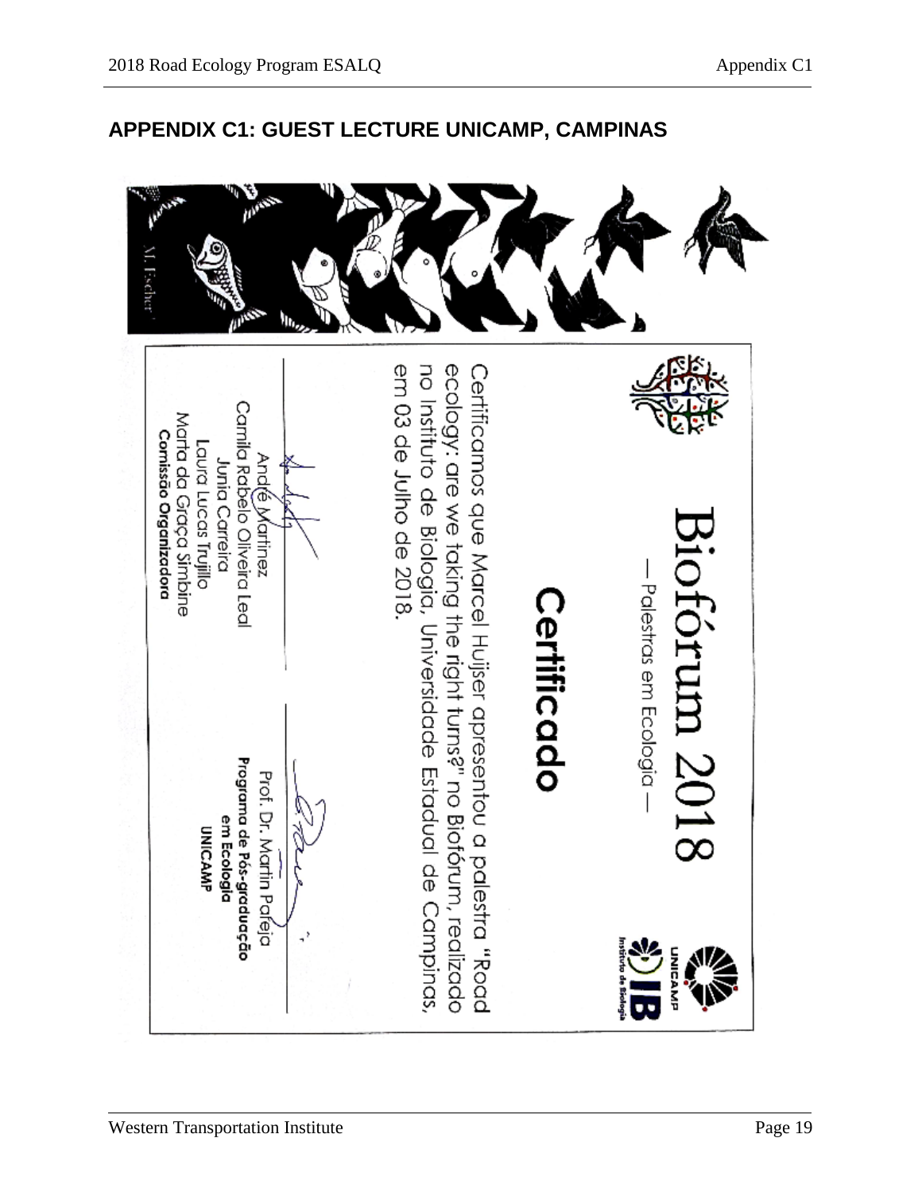# APPENDIX C1: GUEST LECTURE UNICAMP, CAMPINAS

M. Escher

# Biofórum 2018

— Palestras em Ecologia —

UNICAMP

IB Instituto de Biologia

## Certificado

Certificamos que Marcel Huijser apresentou a palestra "Road ecology: are we taking the right turns?" no Biofórum, realizado no Instituto de Biologia, Universidade Estadual de Campinas, em 03 de Julho de 2018.

André Martinez
Camila Rabelo Oliveira Leal
Junia Carreira
Laura Lucas Trujillo
Marta da Graça Simbine
**Comissão Organizadora**

Prof. Dr. Martin Pareja
**Programa de Pós-graduação em Ecologia**
**UNICAMP**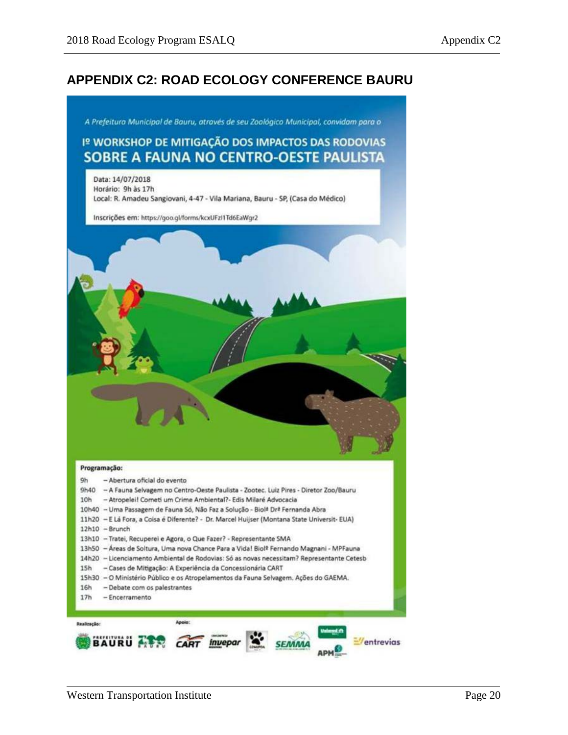## APPENDIX C2: ROAD ECOLOGY CONFERENCE BAURU

*A Prefeitura Municipal de Bauru, através de seu Zoológico Municipal, convidam para o*

**1º WORKSHOP DE MITIGAÇÃO DOS IMPACTOS DAS RODOVIAS SOBRE A FAUNA NO CENTRO-OESTE PAULISTA**

Data: 14/07/2018
Horário: 9h às 17h
Local: R. Amadeu Sangiovani, 4-47 - Vila Mariana, Bauru - SP, (Casa do Médico)

Inscrições em: https://goo.gl/forms/kcxUFzl1Td6EaWgr2

**Programação:**

9h – Abertura oficial do evento
9h40 – A Fauna Selvagem no Centro-Oeste Paulista - Zootec. Luiz Pires - Diretor Zoo/Bauru
10h – Atropelei! Cometi um Crime Ambiental?- Edis Milaré Advocacia
10h40 – Uma Passagem de Fauna Só, Não Faz a Solução - Biolª Drª Fernanda Abra
11h20 – E Lá Fora, a Coisa é Diferente? - Dr. Marcel Huijser (Montana State Universit- EUA)
12h10 – Brunch
13h10 – Tratei, Recuperei e Agora, o Que Fazer? - Representante SMA
13h50 – Áreas de Soltura, Uma nova Chance Para a Vida! Biolº Fernando Magnani - MPFauna
14h20 – Licenciamento Ambiental de Rodovias: Só as novas necessitam? Representante Cetesb
15h – Cases de Mitigação: A Experiência da Concessionária CART
15h30 – O Ministério Público e os Atropelamentos da Fauna Selvagem. Ações do GAEMA.
16h – Debate com os palestrantes
17h – Encerramento

Realização: Prefeitura de Bauru, Zoo Bauru

Apoio: CART, Invepar, COMUPDA, SEMMA, Unimed, APM, entrevias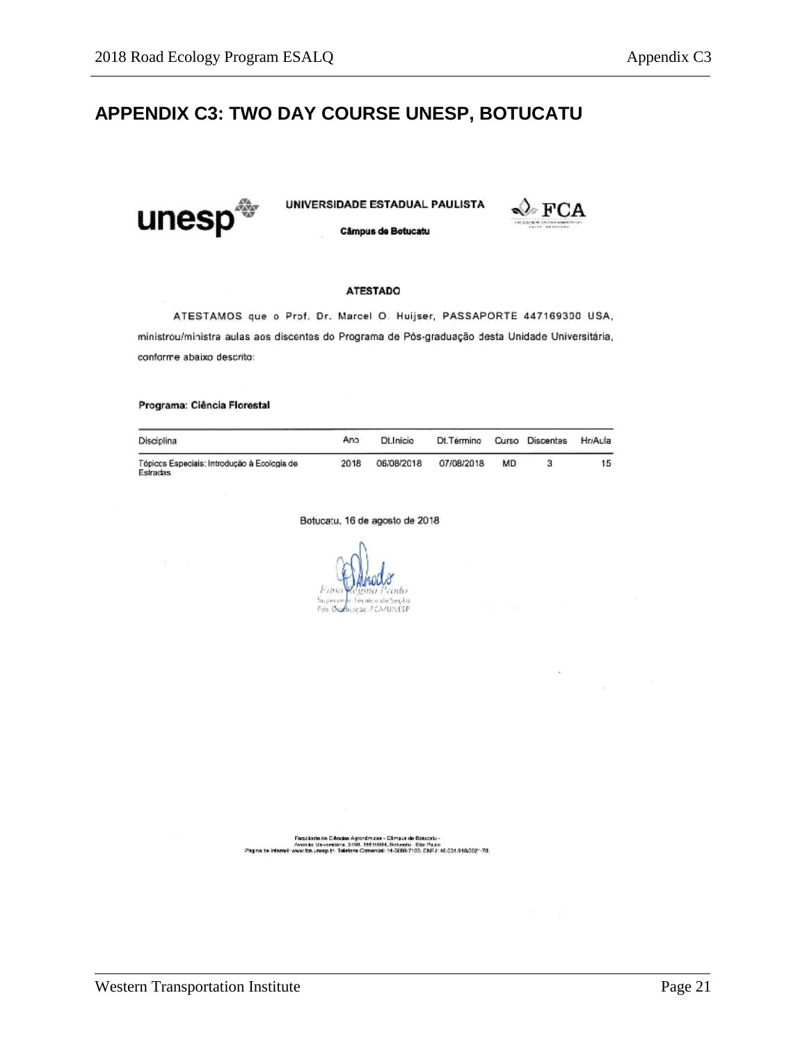# APPENDIX C3: TWO DAY COURSE UNESP, BOTUCATU

unesp

UNIVERSIDADE ESTADUAL PAULISTA

Câmpus de Botucatu

FCA

**ATESTADO**

ATESTAMOS que o Prof. Dr. Marcel O. Huijser, PASSAPORTE 447169300 USA, ministrou/ministra aulas aos discentes do Programa de Pós-graduação desta Unidade Universitária, conforme abaixo descrito:

**Programa: Ciência Florestal**

| Disciplina | Ano | Dt.Início | Dt.Término | Curso | Discentes | Hr/Aula |
|---|---|---|---|---|---|---|
| Tópicos Especiais: Introdução à Ecologia de Estradas | 2018 | 06/08/2018 | 07/08/2018 | MD | 3 | 15 |

Botucatu, 16 de agosto de 2018

Fábio Regino Prado
Supervisor Técnico de Seção
Pós Graduação FCA/UNESP

Faculdade de Ciências Agronômicas - Câmpus de Botucatu -
Avenida Universitária, 3780, 18610034, Botucatu - São Paulo
Página de Internet: www.fca.unesp.br Telefone Comercial: 14-3880-7100, CNPJ: 48.031.918/0021-78.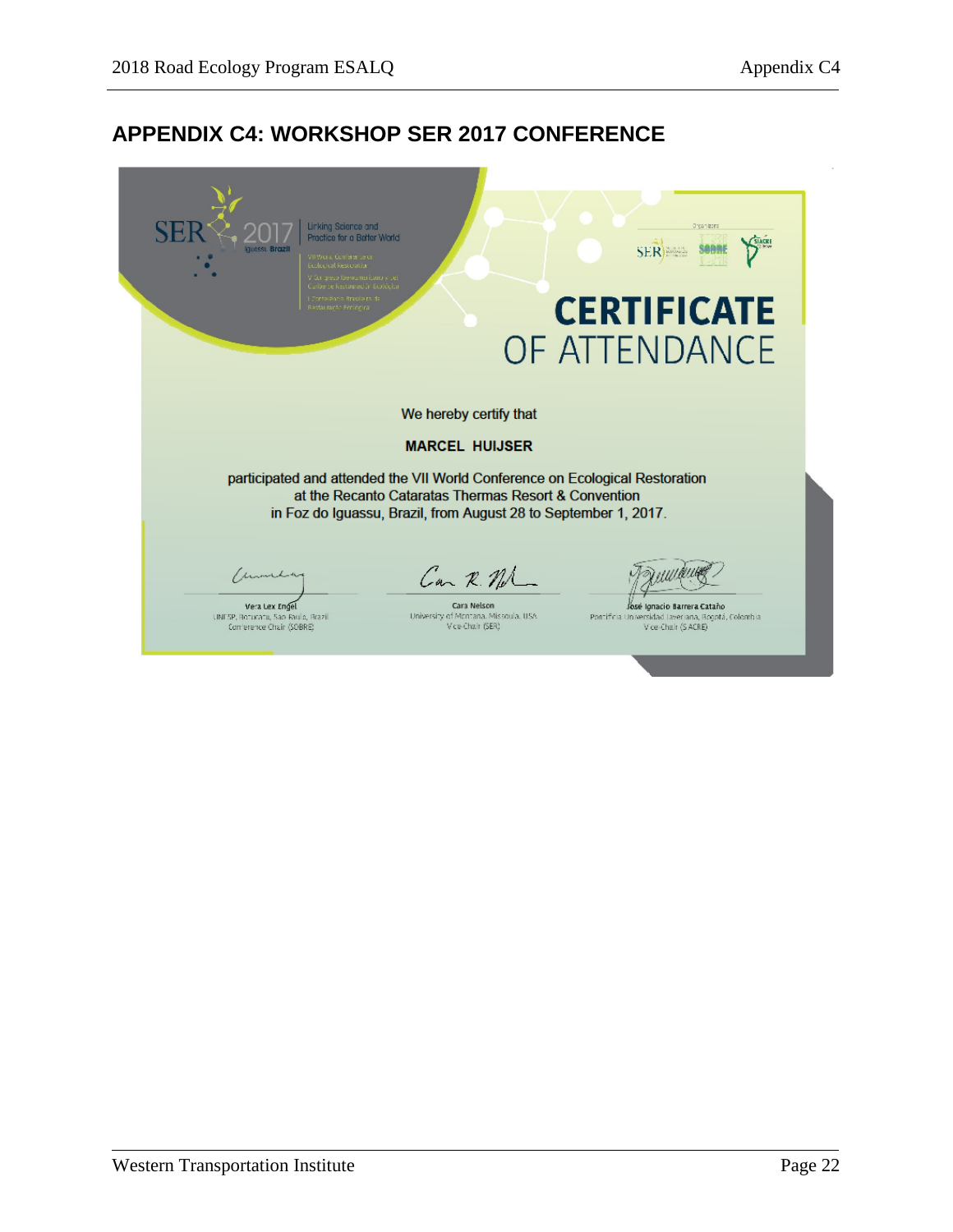# APPENDIX C4: WORKSHOP SER 2017 CONFERENCE

SER 2017 Iguassu, Brazil — Linking Science and Practice for a Better World

VII World Conference on Ecological Restoration
V Congreso Iberoamericano y del Caribe de Restauración Ecológica
I Conferência Brasileira de Restauração Ecológica

Organizers: SER, SOBRE, SIACRE

**CERTIFICATE**
OF ATTENDANCE

We hereby certify that

**MARCEL HUIJSER**

participated and attended the VII World Conference on Ecological Restoration at the Recanto Cataratas Thermas Resort & Convention in Foz do Iguassu, Brazil, from August 28 to September 1, 2017.

Vera Lex Engel
UNESP, Botucatu, Sao Paulo, Brazil
Conference Chair (SOBRE)

Cara Nelson
University of Montana, Missoula, USA
Vice-Chair (SER)

José Ignacio Barrera Cataño
Pontificia Universidad Javeriana, Bogotá, Colombia
Vice-Chair (SIACRE)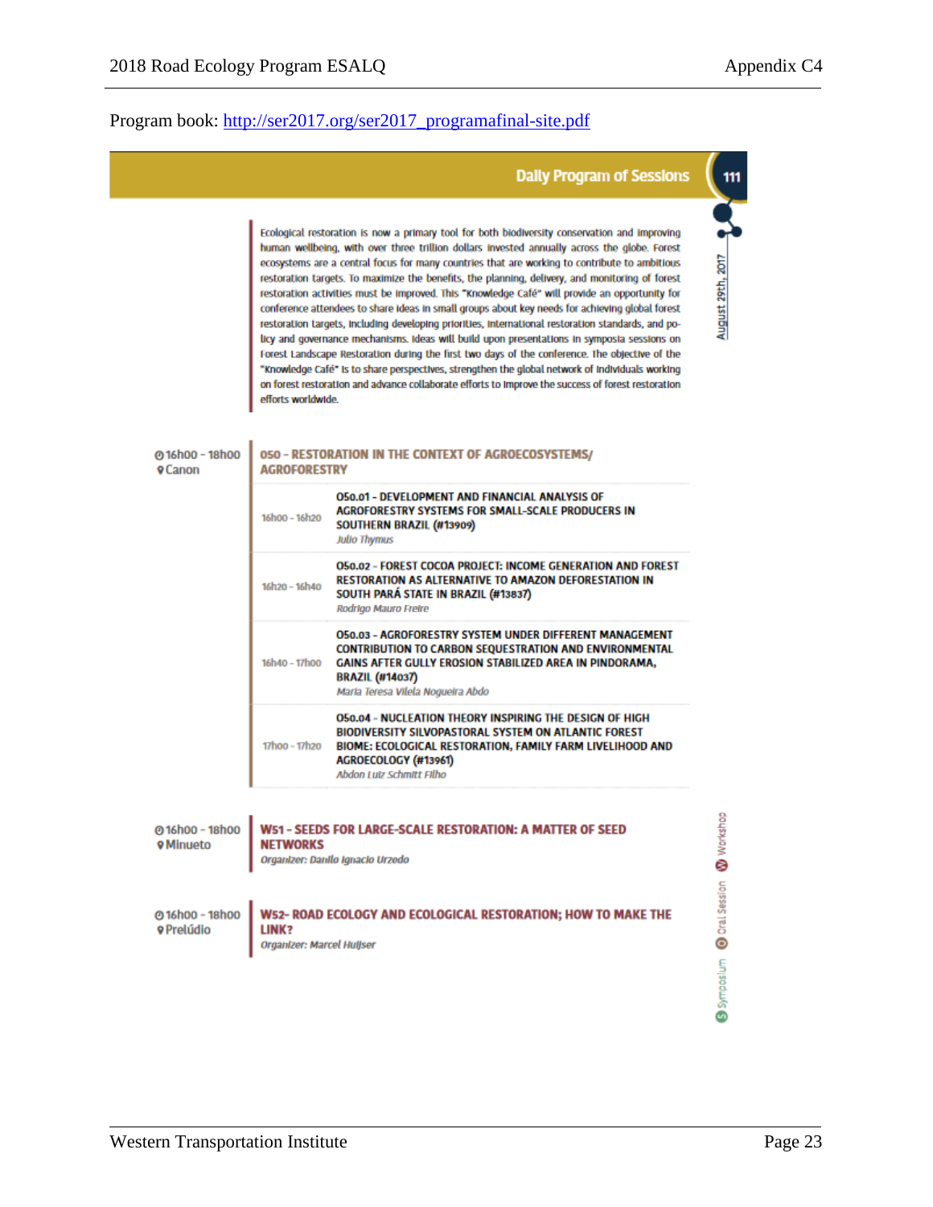Program book: http://ser2017.org/ser2017_programafinal-site.pdf

**Daily Program of Sessions** 111

August 29th, 2017

Ecological restoration is now a primary tool for both biodiversity conservation and improving human wellbeing, with over three trillion dollars invested annually across the globe. Forest ecosystems are a central focus for many countries that are working to contribute to ambitious restoration targets. To maximize the benefits, the planning, delivery, and monitoring of forest restoration activities must be improved. This "Knowledge Café" will provide an opportunity for conference attendees to share ideas in small groups about key needs for achieving global forest restoration targets, including developing priorities, international restoration standards, and policy and governance mechanisms. Ideas will build upon presentations in symposia sessions on Forest Landscape Restoration during the first two days of the conference. The objective of the "Knowledge Café" is to share perspectives, strengthen the global network of individuals working on forest restoration and advance collaborate efforts to improve the success of forest restoration efforts worldwide.

16h00 - 18h00
Canon

**O50 - RESTORATION IN THE CONTEXT OF AGROECOSYSTEMS/ AGROFORESTRY**

| | |
|---|---|
| 16h00 - 16h20 | **O50.01 - DEVELOPMENT AND FINANCIAL ANALYSIS OF AGROFORESTRY SYSTEMS FOR SMALL-SCALE PRODUCERS IN SOUTHERN BRAZIL (#13909)** *Julio Thymus* |
| 16h20 - 16h40 | **O50.02 - FOREST COCOA PROJECT: INCOME GENERATION AND FOREST RESTORATION AS ALTERNATIVE TO AMAZON DEFORESTATION IN SOUTH PARÁ STATE IN BRAZIL (#13837)** *Rodrigo Mauro Freire* |
| 16h40 - 17h00 | **O50.03 - AGROFORESTRY SYSTEM UNDER DIFFERENT MANAGEMENT CONTRIBUTION TO CARBON SEQUESTRATION AND ENVIRONMENTAL GAINS AFTER GULLY EROSION STABILIZED AREA IN PINDORAMA, BRAZIL (#14037)** *Maria Teresa Vilela Nogueira Abdo* |
| 17h00 - 17h20 | **O50.04 - NUCLEATION THEORY INSPIRING THE DESIGN OF HIGH BIODIVERSITY SILVOPASTORAL SYSTEM ON ATLANTIC FOREST BIOME: ECOLOGICAL RESTORATION, FAMILY FARM LIVELIHOOD AND AGROECOLOGY (#13961)** *Abdon Luiz Schmitt Filho* |

16h00 - 18h00
Minueto

**W51 - SEEDS FOR LARGE-SCALE RESTORATION: A MATTER OF SEED NETWORKS**
*Organizer: Danilo Ignacio Urzedo*

16h00 - 18h00
Prelúdio

**W52- ROAD ECOLOGY AND ECOLOGICAL RESTORATION; HOW TO MAKE THE LINK?**
*Organizer: Marcel Huijser*

S Symposium O Oral Session W Workshop